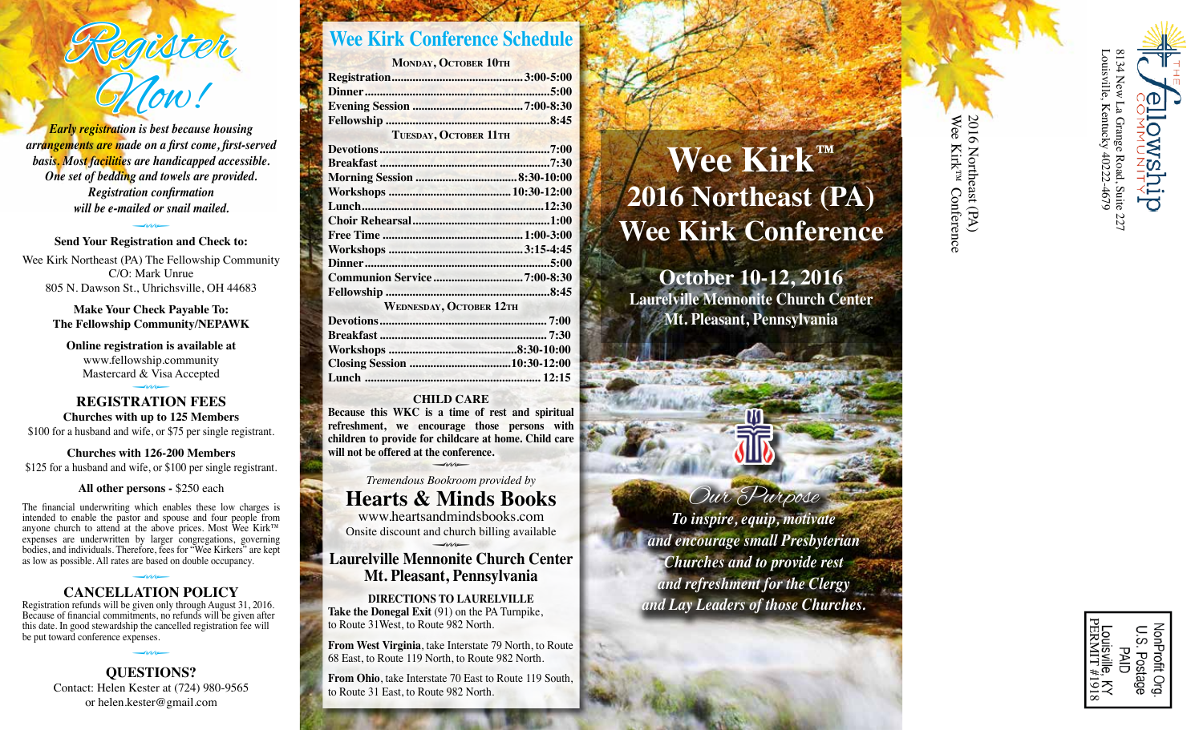# Register Now!

***Early registration is best because housing arrangements are made on a first come, first-served basis. Most facilities are handicapped accessible. One set of bedding and towels are provided. Registration confirmation will be e-mailed or snail mailed.***

**Send Your Registration and Check to:**

Wee Kirk Northeast (PA) The Fellowship Community
C/O: Mark Unrue
805 N. Dawson St., Uhrichsville, OH 44683

**Make Your Check Payable To:**
**The Fellowship Community/NEPAWK**

**Online registration is available at**
www.fellowship.community
Mastercard & Visa Accepted

## REGISTRATION FEES

**Churches with up to 125 Members**
$100 for a husband and wife, or $75 per single registrant.

**Churches with 126-200 Members**
$125 for a husband and wife, or $100 per single registrant.

**All other persons -** $250 each

The financial underwriting which enables these low charges is intended to enable the pastor and spouse and four people from anyone church to attend at the above prices. Most Wee Kirk™ expenses are underwritten by larger congregations, governing bodies, and individuals. Therefore, fees for "Wee Kirkers" are kept as low as possible. All rates are based on double occupancy.

## CANCELLATION POLICY

Registration refunds will be given only through August 31, 2016. Because of financial commitments, no refunds will be given after this date. In good stewardship the cancelled registration fee will be put toward conference expenses.

## QUESTIONS?

Contact: Helen Kester at (724) 980-9565
or helen.kester@gmail.com

## Wee Kirk Conference Schedule

**MONDAY, OCTOBER 10TH**

| | |
|---|---|
| **Registration** | **3:00-5:00** |
| **Dinner** | **5:00** |
| **Evening Session** | **7:00-8:30** |
| **Fellowship** | **8:45** |

**TUESDAY, OCTOBER 11TH**

| | |
|---|---|
| **Devotions** | **7:00** |
| **Breakfast** | **7:30** |
| **Morning Session** | **8:30-10:00** |
| **Workshops** | **10:30-12:00** |
| **Lunch** | **12:30** |
| **Choir Rehearsal** | **1:00** |
| **Free Time** | **1:00-3:00** |
| **Workshops** | **3:15-4:45** |
| **Dinner** | **5:00** |
| **Communion Service** | **7:00-8:30** |
| **Fellowship** | **8:45** |

**WEDNESDAY, OCTOBER 12TH**

| | |
|---|---|
| **Devotions** | **7:00** |
| **Breakfast** | **7:30** |
| **Workshops** | **8:30-10:00** |
| **Closing Session** | **10:30-12:00** |
| **Lunch** | **12:15** |

**CHILD CARE**

**Because this WKC is a time of rest and spiritual refreshment, we encourage those persons with children to provide for childcare at home. Child care will not be offered at the conference.**

*Tremendous Bookroom provided by*

## Hearts & Minds Books

www.heartsandmindsbooks.com
Onsite discount and church billing available

## Laurelville Mennonite Church Center
## Mt. Pleasant, Pennsylvania

**DIRECTIONS TO LAURELVILLE**

**Take the Donegal Exit** (91) on the PA Turnpike, to Route 31West, to Route 982 North.

**From West Virginia**, take Interstate 79 North, to Route 68 East, to Route 119 North, to Route 982 North.

**From Ohio**, take Interstate 70 East to Route 119 South, to Route 31 East, to Route 982 North.

# Wee Kirk™ 2016 Northeast (PA) Wee Kirk Conference

**October 10-12, 2016**
**Laurelville Mennonite Church Center**
**Mt. Pleasant, Pennsylvania**

## Our Purpose

***To inspire, equip, motivate and encourage small Presbyterian Churches and to provide rest and refreshment for the Clergy and Lay Leaders of those Churches.***

2016 Northeast (PA)
Wee Kirk™ Conference

THE Fellowship COMMUNITY
8134 New La Grange Road, Suite 227
Louisville, Kentucky 40222-4679

NonProfit Org.
U.S. Postage
PAID
Louisville, KY
PERMIT #1918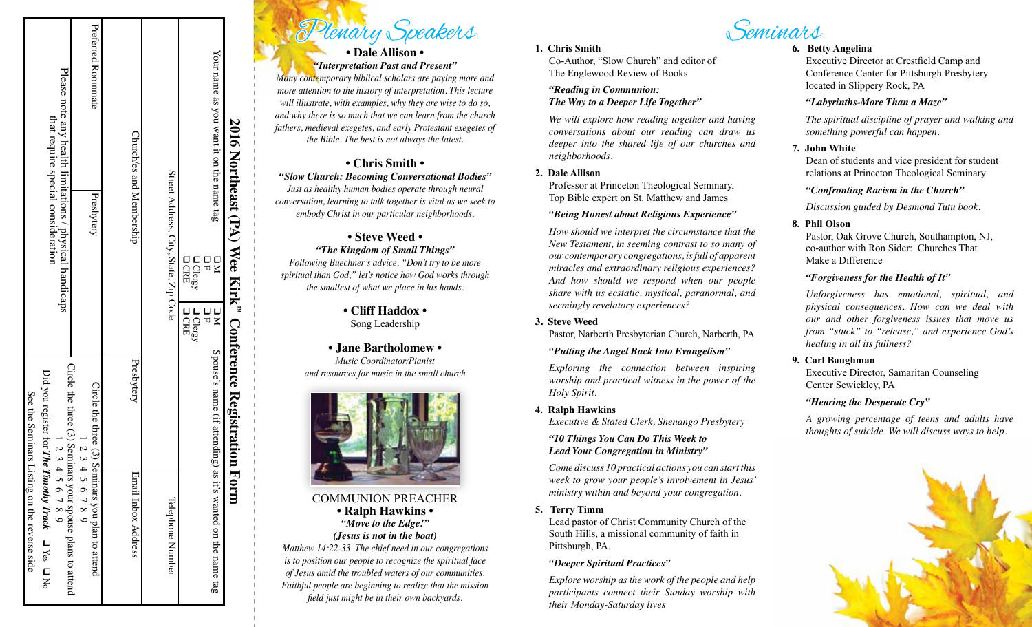## 2016 Northeast (PA) Wee Kirk™ Conference Registration Form

Your name as you want it on the name tag

☐ M ☐ F ☐ Clergy ☐ CRE

Spouse's name (if attending) as it's wanted on the name tag

☐ M ☐ F ☐ Clergy ☐ CRE

Street Address, City, State, Zip Code

Telephone Number

Churches and Membership

Email Inbox Address

Presbytery

Presbytery

Preferred Roommate

Circle the three (3) Seminars you plan to attend
1 2 3 4 5 6 7 8 9

Circle the three (3) Seminars your spouse plans to attend
1 2 3 4 5 6 7 8 9

Please note any health limitations / physical handicaps that require special consideration

Did you register for ***The Timothy Track*** ☐ Yes ☐ No
See the Seminars Listing on the reverse side

# Plenary Speakers

**• Dale Allison •**

***"Interpretation Past and Present"***

*Many contemporary biblical scholars are paying more and more attention to the history of interpretation. This lecture will illustrate, with examples, why they are wise to do so, and why there is so much that we can learn from the church fathers, medieval exegetes, and early Protestant exegetes of the Bible. The best is not always the latest.*

**• Chris Smith •**

***"Slow Church: Becoming Conversational Bodies"***

*Just as healthy human bodies operate through neural conversation, learning to talk together is vital as we seek to embody Christ in our particular neighborhoods.*

**• Steve Weed •**

***"The Kingdom of Small Things"***

*Following Buechner's advice, "Don't try to be more spiritual than God," let's notice how God works through the smallest of what we place in his hands.*

**• Cliff Haddox •**

Song Leadership

**• Jane Bartholomew •**

*Music Coordinator/Pianist and resources for music in the small church*

COMMUNION PREACHER

**• Ralph Hawkins •**

***"Move to the Edge!"***

***(Jesus is not in the boat)***

*Matthew 14:22-33 The chief need in our congregations is to position our people to recognize the spiritual face of Jesus amid the troubled waters of our communities. Faithful people are beginning to realize that the mission field just might be in their own backyards.*

# Seminars

**1. Chris Smith**

Co-Author, "Slow Church" and editor of The Englewood Review of Books

***"Reading in Communion: The Way to a Deeper Life Together"***

*We will explore how reading together and having conversations about our reading can draw us deeper into the shared life of our churches and neighborhoods.*

**2. Dale Allison**

Professor at Princeton Theological Seminary, Top Bible expert on St. Matthew and James

***"Being Honest about Religious Experience"***

*How should we interpret the circumstance that the New Testament, in seeming contrast to so many of our contemporary congregations, is full of apparent miracles and extraordinary religious experiences? And how should we respond when our people share with us ecstatic, mystical, paranormal, and seemingly revelatory experiences?*

**3. Steve Weed**

Pastor, Narberth Presbyterian Church, Narberth, PA

***"Putting the Angel Back Into Evangelism"***

*Exploring the connection between inspiring worship and practical witness in the power of the Holy Spirit.*

**4. Ralph Hawkins**

*Executive & Stated Clerk, Shenango Presbytery*

***"10 Things You Can Do This Week to Lead Your Congregation in Ministry"***

*Come discuss 10 practical actions you can start this week to grow your people's involvement in Jesus' ministry within and beyond your congregation.*

**5. Terry Timm**

Lead pastor of Christ Community Church of the South Hills, a missional community of faith in Pittsburgh, PA.

***"Deeper Spiritual Practices"***

*Explore worship as the work of the people and help participants connect their Sunday worship with their Monday-Saturday lives*

**6. Betty Angelina**

Executive Director at Crestfield Camp and Conference Center for Pittsburgh Presbytery located in Slippery Rock, PA

***"Labyrinths-More Than a Maze"***

*The spiritual discipline of prayer and walking and something powerful can happen.*

**7. John White**

Dean of students and vice president for student relations at Princeton Theological Seminary

***"Confronting Racism in the Church"***

*Discussion guided by Desmond Tutu book.*

**8. Phil Olson**

Pastor, Oak Grove Church, Southampton, NJ, co-author with Ron Sider: Churches That Make a Difference

***"Forgiveness for the Health of It"***

*Unforgiveness has emotional, spiritual, and physical consequences. How can we deal with our and other forgiveness issues that move us from "stuck" to "release," and experience God's healing in all its fullness?*

**9. Carl Baughman**

Executive Director, Samaritan Counseling Center Sewickley, PA

***"Hearing the Desperate Cry"***

*A growing percentage of teens and adults have thoughts of suicide. We will discuss ways to help.*